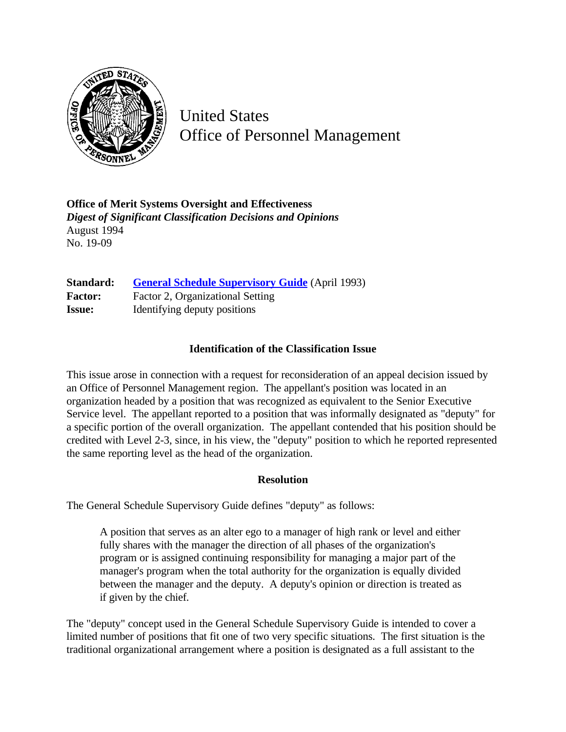United States
Office of Personnel Management

**Office of Merit Systems Oversight and Effectiveness**
***Digest of Significant Classification Decisions and Opinions***
August 1994
No. 19-09

| | |
|---|---|
| **Standard:** | [General Schedule Supervisory Guide](#) (April 1993) |
| **Factor:** | Factor 2, Organizational Setting |
| **Issue:** | Identifying deputy positions |

### Identification of the Classification Issue

This issue arose in connection with a request for reconsideration of an appeal decision issued by an Office of Personnel Management region. The appellant's position was located in an organization headed by a position that was recognized as equivalent to the Senior Executive Service level. The appellant reported to a position that was informally designated as "deputy" for a specific portion of the overall organization. The appellant contended that his position should be credited with Level 2-3, since, in his view, the "deputy" position to which he reported represented the same reporting level as the head of the organization.

### Resolution

The General Schedule Supervisory Guide defines "deputy" as follows:

> A position that serves as an alter ego to a manager of high rank or level and either fully shares with the manager the direction of all phases of the organization's program or is assigned continuing responsibility for managing a major part of the manager's program when the total authority for the organization is equally divided between the manager and the deputy. A deputy's opinion or direction is treated as if given by the chief.

The "deputy" concept used in the General Schedule Supervisory Guide is intended to cover a limited number of positions that fit one of two very specific situations. The first situation is the traditional organizational arrangement where a position is designated as a full assistant to the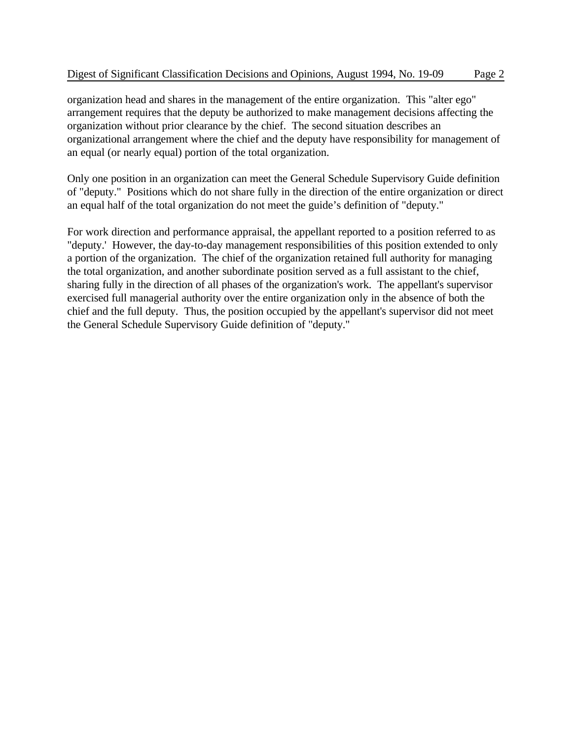organization head and shares in the management of the entire organization. This "alter ego" arrangement requires that the deputy be authorized to make management decisions affecting the organization without prior clearance by the chief. The second situation describes an organizational arrangement where the chief and the deputy have responsibility for management of an equal (or nearly equal) portion of the total organization.

Only one position in an organization can meet the General Schedule Supervisory Guide definition of "deputy." Positions which do not share fully in the direction of the entire organization or direct an equal half of the total organization do not meet the guide's definition of "deputy."

For work direction and performance appraisal, the appellant reported to a position referred to as "deputy.' However, the day-to-day management responsibilities of this position extended to only a portion of the organization. The chief of the organization retained full authority for managing the total organization, and another subordinate position served as a full assistant to the chief, sharing fully in the direction of all phases of the organization's work. The appellant's supervisor exercised full managerial authority over the entire organization only in the absence of both the chief and the full deputy. Thus, the position occupied by the appellant's supervisor did not meet the General Schedule Supervisory Guide definition of "deputy."